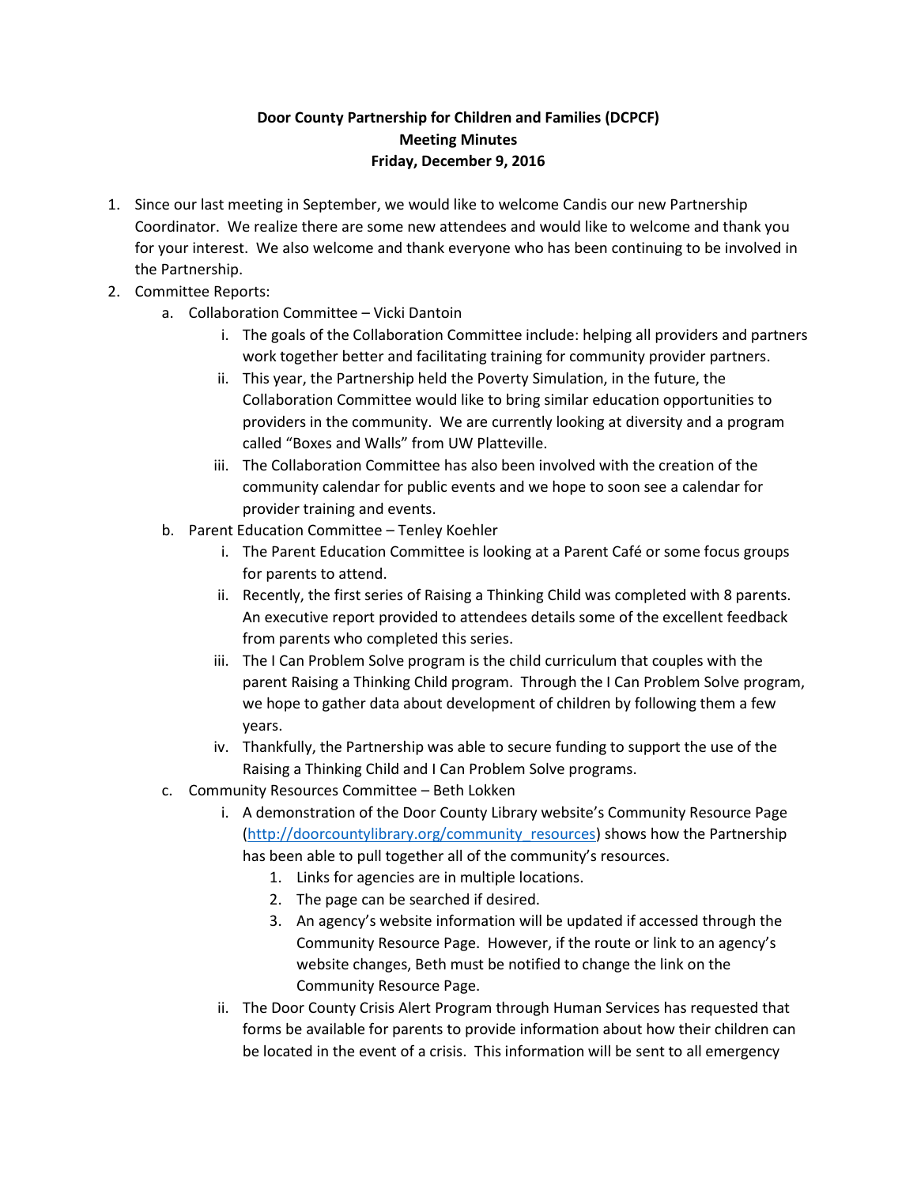**Door County Partnership for Children and Families (DCPCF)**
**Meeting Minutes**
**Friday, December 9, 2016**

1. Since our last meeting in September, we would like to welcome Candis our new Partnership Coordinator. We realize there are some new attendees and would like to welcome and thank you for your interest. We also welcome and thank everyone who has been continuing to be involved in the Partnership.
2. Committee Reports:
    a. Collaboration Committee – Vicki Dantoin
        i. The goals of the Collaboration Committee include: helping all providers and partners work together better and facilitating training for community provider partners.
        ii. This year, the Partnership held the Poverty Simulation, in the future, the Collaboration Committee would like to bring similar education opportunities to providers in the community. We are currently looking at diversity and a program called "Boxes and Walls" from UW Platteville.
        iii. The Collaboration Committee has also been involved with the creation of the community calendar for public events and we hope to soon see a calendar for provider training and events.
    b. Parent Education Committee – Tenley Koehler
        i. The Parent Education Committee is looking at a Parent Café or some focus groups for parents to attend.
        ii. Recently, the first series of Raising a Thinking Child was completed with 8 parents. An executive report provided to attendees details some of the excellent feedback from parents who completed this series.
        iii. The I Can Problem Solve program is the child curriculum that couples with the parent Raising a Thinking Child program. Through the I Can Problem Solve program, we hope to gather data about development of children by following them a few years.
        iv. Thankfully, the Partnership was able to secure funding to support the use of the Raising a Thinking Child and I Can Problem Solve programs.
    c. Community Resources Committee – Beth Lokken
        i. A demonstration of the Door County Library website's Community Resource Page (http://doorcountylibrary.org/community_resources) shows how the Partnership has been able to pull together all of the community's resources.
            1. Links for agencies are in multiple locations.
            2. The page can be searched if desired.
            3. An agency's website information will be updated if accessed through the Community Resource Page. However, if the route or link to an agency's website changes, Beth must be notified to change the link on the Community Resource Page.
        ii. The Door County Crisis Alert Program through Human Services has requested that forms be available for parents to provide information about how their children can be located in the event of a crisis. This information will be sent to all emergency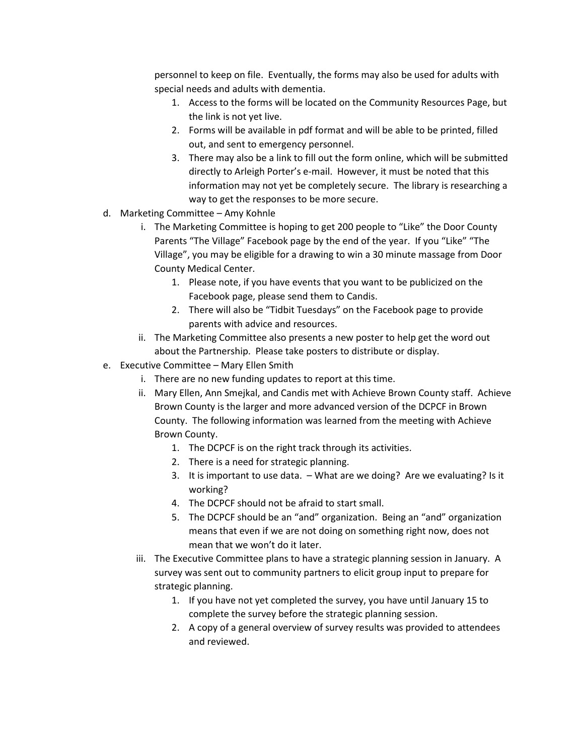personnel to keep on file. Eventually, the forms may also be used for adults with special needs and adults with dementia.

1. Access to the forms will be located on the Community Resources Page, but the link is not yet live.
2. Forms will be available in pdf format and will be able to be printed, filled out, and sent to emergency personnel.
3. There may also be a link to fill out the form online, which will be submitted directly to Arleigh Porter's e-mail. However, it must be noted that this information may not yet be completely secure. The library is researching a way to get the responses to be more secure.

d. Marketing Committee – Amy Kohnle

   i. The Marketing Committee is hoping to get 200 people to "Like" the Door County Parents "The Village" Facebook page by the end of the year. If you "Like" "The Village", you may be eligible for a drawing to win a 30 minute massage from Door County Medical Center.

      1. Please note, if you have events that you want to be publicized on the Facebook page, please send them to Candis.
      2. There will also be "Tidbit Tuesdays" on the Facebook page to provide parents with advice and resources.

   ii. The Marketing Committee also presents a new poster to help get the word out about the Partnership. Please take posters to distribute or display.

e. Executive Committee – Mary Ellen Smith

   i. There are no new funding updates to report at this time.

   ii. Mary Ellen, Ann Smejkal, and Candis met with Achieve Brown County staff. Achieve Brown County is the larger and more advanced version of the DCPCF in Brown County. The following information was learned from the meeting with Achieve Brown County.

      1. The DCPCF is on the right track through its activities.
      2. There is a need for strategic planning.
      3. It is important to use data. – What are we doing? Are we evaluating? Is it working?
      4. The DCPCF should not be afraid to start small.
      5. The DCPCF should be an "and" organization. Being an "and" organization means that even if we are not doing on something right now, does not mean that we won't do it later.

   iii. The Executive Committee plans to have a strategic planning session in January. A survey was sent out to community partners to elicit group input to prepare for strategic planning.

      1. If you have not yet completed the survey, you have until January 15 to complete the survey before the strategic planning session.
      2. A copy of a general overview of survey results was provided to attendees and reviewed.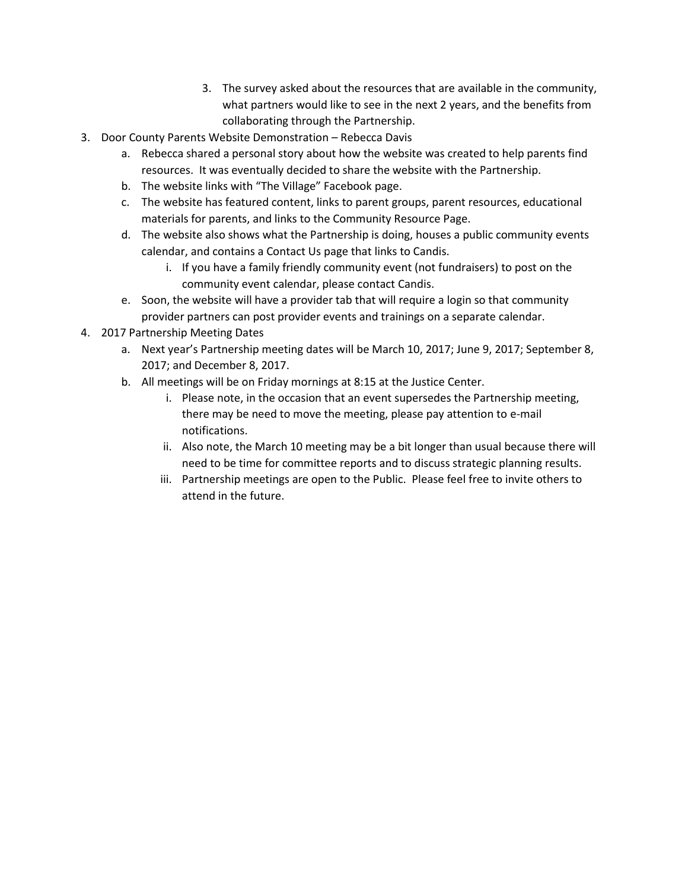3. The survey asked about the resources that are available in the community, what partners would like to see in the next 2 years, and the benefits from collaborating through the Partnership.

3. Door County Parents Website Demonstration – Rebecca Davis
   a. Rebecca shared a personal story about how the website was created to help parents find resources. It was eventually decided to share the website with the Partnership.
   b. The website links with "The Village" Facebook page.
   c. The website has featured content, links to parent groups, parent resources, educational materials for parents, and links to the Community Resource Page.
   d. The website also shows what the Partnership is doing, houses a public community events calendar, and contains a Contact Us page that links to Candis.
      i. If you have a family friendly community event (not fundraisers) to post on the community event calendar, please contact Candis.
   e. Soon, the website will have a provider tab that will require a login so that community provider partners can post provider events and trainings on a separate calendar.
4. 2017 Partnership Meeting Dates
   a. Next year's Partnership meeting dates will be March 10, 2017; June 9, 2017; September 8, 2017; and December 8, 2017.
   b. All meetings will be on Friday mornings at 8:15 at the Justice Center.
      i. Please note, in the occasion that an event supersedes the Partnership meeting, there may be need to move the meeting, please pay attention to e-mail notifications.
      ii. Also note, the March 10 meeting may be a bit longer than usual because there will need to be time for committee reports and to discuss strategic planning results.
      iii. Partnership meetings are open to the Public. Please feel free to invite others to attend in the future.